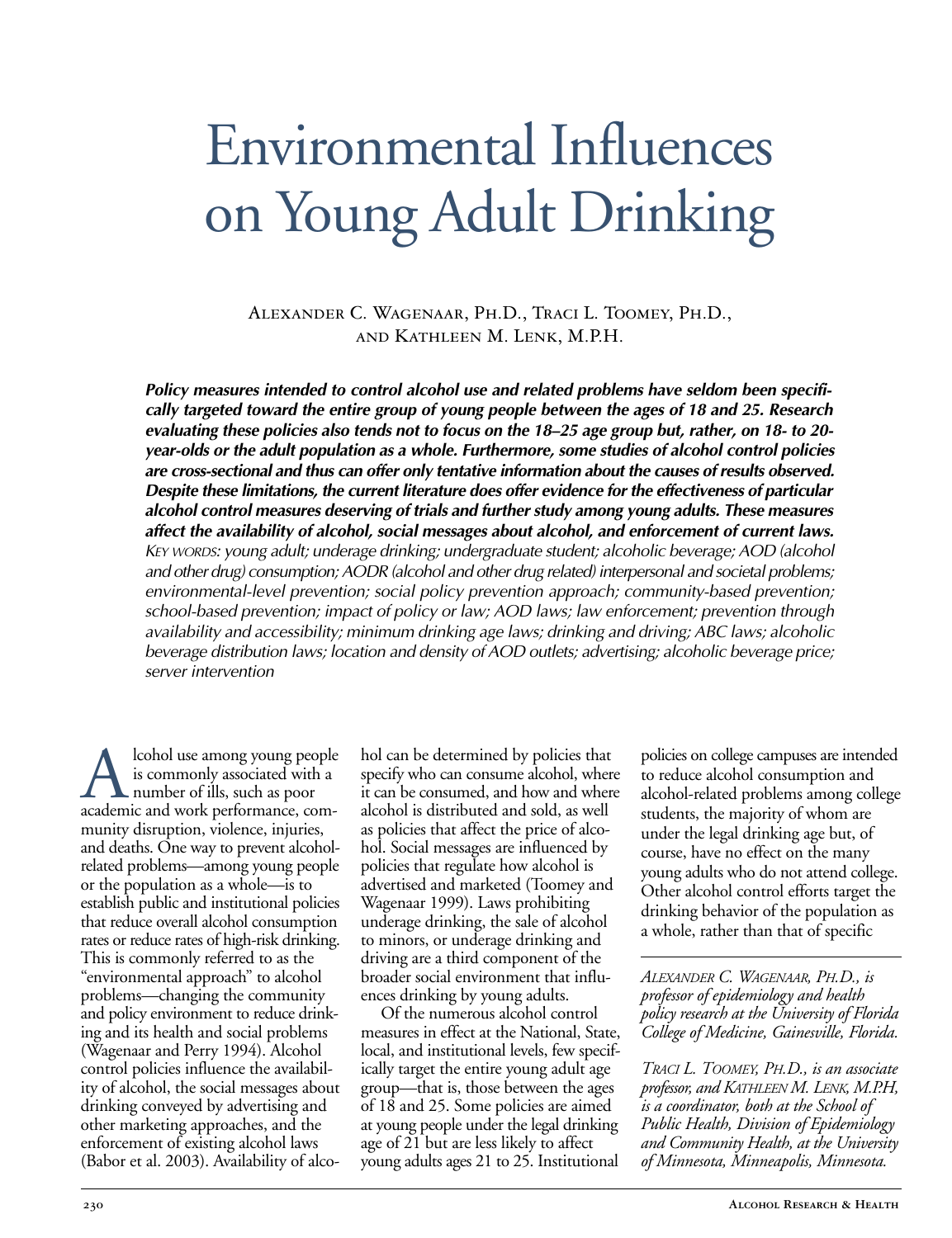# Environmental Influences on Young Adult Drinking

Alexander C. Wagenaar, Ph.D., Traci L. Toomey, Ph.D., and Kathleen M. Lenk, M.P.H.

***Policy measures intended to control alcohol use and related problems have seldom been specifically targeted toward the entire group of young people between the ages of 18 and 25. Research evaluating these policies also tends not to focus on the 18–25 age group but, rather, on 18- to 20-year-olds or the adult population as a whole. Furthermore, some studies of alcohol control policies are cross-sectional and thus can offer only tentative information about the causes of results observed. Despite these limitations, the current literature does offer evidence for the effectiveness of particular alcohol control measures deserving of trials and further study among young adults. These measures affect the availability of alcohol, social messages about alcohol, and enforcement of current laws.***
*Key words: young adult; underage drinking; undergraduate student; alcoholic beverage; AOD (alcohol and other drug) consumption; AODR (alcohol and other drug related) interpersonal and societal problems; environmental-level prevention; social policy prevention approach; community-based prevention; school-based prevention; impact of policy or law; AOD laws; law enforcement; prevention through availability and accessibility; minimum drinking age laws; drinking and driving; ABC laws; alcoholic beverage distribution laws; location and density of AOD outlets; advertising; alcoholic beverage price; server intervention*

Alcohol use among young people is commonly associated with a number of ills, such as poor academic and work performance, community disruption, violence, injuries, and deaths. One way to prevent alcohol-related problems—among young people or the population as a whole—is to establish public and institutional policies that reduce overall alcohol consumption rates or reduce rates of high-risk drinking. This is commonly referred to as the "environmental approach" to alcohol problems—changing the community and policy environment to reduce drinking and its health and social problems (Wagenaar and Perry 1994). Alcohol control policies influence the availability of alcohol, the social messages about drinking conveyed by advertising and other marketing approaches, and the enforcement of existing alcohol laws (Babor et al. 2003). Availability of alcohol can be determined by policies that specify who can consume alcohol, where it can be consumed, and how and where alcohol is distributed and sold, as well as policies that affect the price of alcohol. Social messages are influenced by policies that regulate how alcohol is advertised and marketed (Toomey and Wagenaar 1999). Laws prohibiting underage drinking, the sale of alcohol to minors, or underage drinking and driving are a third component of the broader social environment that influences drinking by young adults.

Of the numerous alcohol control measures in effect at the National, State, local, and institutional levels, few specifically target the entire young adult age group—that is, those between the ages of 18 and 25. Some policies are aimed at young people under the legal drinking age of 21 but are less likely to affect young adults ages 21 to 25. Institutional policies on college campuses are intended to reduce alcohol consumption and alcohol-related problems among college students, the majority of whom are under the legal drinking age but, of course, have no effect on the many young adults who do not attend college. Other alcohol control efforts target the drinking behavior of the population as a whole, rather than that of specific

---

*Alexander C. Wagenaar, Ph.D., is professor of epidemiology and health policy research at the University of Florida College of Medicine, Gainesville, Florida.*

*Traci L. Toomey, Ph.D., is an associate professor, and Kathleen M. Lenk, M.P.H, is a coordinator, both at the School of Public Health, Division of Epidemiology and Community Health, at the University of Minnesota, Minneapolis, Minnesota.*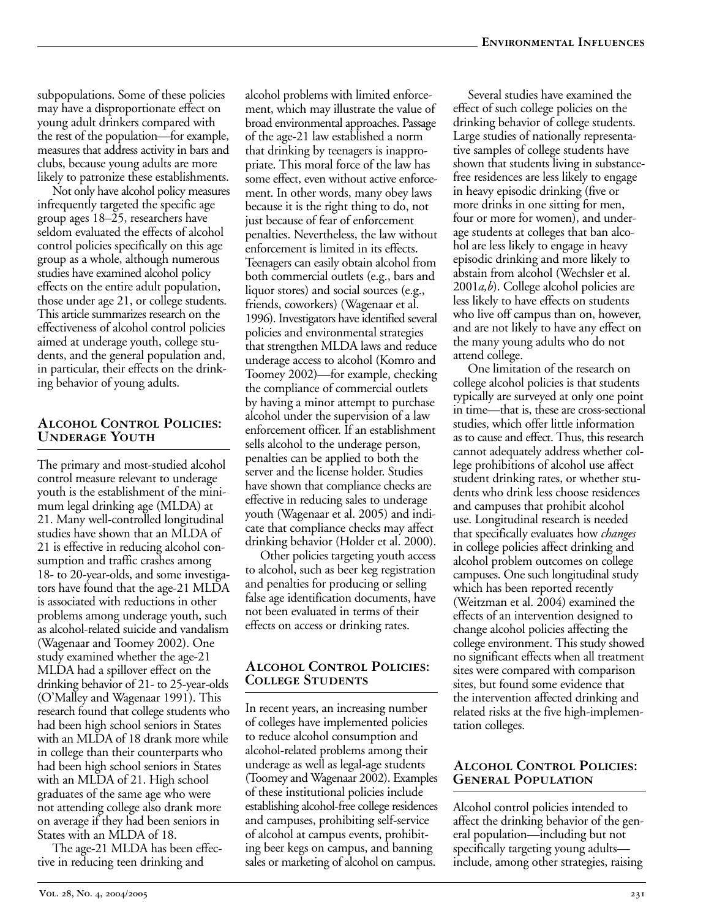subpopulations. Some of these policies may have a disproportionate effect on young adult drinkers compared with the rest of the population—for example, measures that address activity in bars and clubs, because young adults are more likely to patronize these establishments.

Not only have alcohol policy measures infrequently targeted the specific age group ages 18–25, researchers have seldom evaluated the effects of alcohol control policies specifically on this age group as a whole, although numerous studies have examined alcohol policy effects on the entire adult population, those under age 21, or college students. This article summarizes research on the effectiveness of alcohol control policies aimed at underage youth, college students, and the general population and, in particular, their effects on the drinking behavior of young adults.

## Alcohol Control Policies: Underage Youth

The primary and most-studied alcohol control measure relevant to underage youth is the establishment of the minimum legal drinking age (MLDA) at 21. Many well-controlled longitudinal studies have shown that an MLDA of 21 is effective in reducing alcohol consumption and traffic crashes among 18- to 20-year-olds, and some investigators have found that the age-21 MLDA is associated with reductions in other problems among underage youth, such as alcohol-related suicide and vandalism (Wagenaar and Toomey 2002). One study examined whether the age-21 MLDA had a spillover effect on the drinking behavior of 21- to 25-year-olds (O'Malley and Wagenaar 1991). This research found that college students who had been high school seniors in States with an MLDA of 18 drank more while in college than their counterparts who had been high school seniors in States with an MLDA of 21. High school graduates of the same age who were not attending college also drank more on average if they had been seniors in States with an MLDA of 18.

The age-21 MLDA has been effective in reducing teen drinking and alcohol problems with limited enforcement, which may illustrate the value of broad environmental approaches. Passage of the age-21 law established a norm that drinking by teenagers is inappropriate. This moral force of the law has some effect, even without active enforcement. In other words, many obey laws because it is the right thing to do, not just because of fear of enforcement penalties. Nevertheless, the law without enforcement is limited in its effects. Teenagers can easily obtain alcohol from both commercial outlets (e.g., bars and liquor stores) and social sources (e.g., friends, coworkers) (Wagenaar et al. 1996). Investigators have identified several policies and environmental strategies that strengthen MLDA laws and reduce underage access to alcohol (Komro and Toomey 2002)—for example, checking the compliance of commercial outlets by having a minor attempt to purchase alcohol under the supervision of a law enforcement officer. If an establishment sells alcohol to the underage person, penalties can be applied to both the server and the license holder. Studies have shown that compliance checks are effective in reducing sales to underage youth (Wagenaar et al. 2005) and indicate that compliance checks may affect drinking behavior (Holder et al. 2000).

Other policies targeting youth access to alcohol, such as beer keg registration and penalties for producing or selling false age identification documents, have not been evaluated in terms of their effects on access or drinking rates.

## Alcohol Control Policies: College Students

In recent years, an increasing number of colleges have implemented policies to reduce alcohol consumption and alcohol-related problems among their underage as well as legal-age students (Toomey and Wagenaar 2002). Examples of these institutional policies include establishing alcohol-free college residences and campuses, prohibiting self-service of alcohol at campus events, prohibiting beer kegs on campus, and banning sales or marketing of alcohol on campus.

Several studies have examined the effect of such college policies on the drinking behavior of college students. Large studies of nationally representative samples of college students have shown that students living in substance-free residences are less likely to engage in heavy episodic drinking (five or more drinks in one sitting for men, four or more for women), and underage students at colleges that ban alcohol are less likely to engage in heavy episodic drinking and more likely to abstain from alcohol (Wechsler et al. 2001*a,b*). College alcohol policies are less likely to have effects on students who live off campus than on, however, and are not likely to have any effect on the many young adults who do not attend college.

One limitation of the research on college alcohol policies is that students typically are surveyed at only one point in time—that is, these are cross-sectional studies, which offer little information as to cause and effect. Thus, this research cannot adequately address whether college prohibitions of alcohol use affect student drinking rates, or whether students who drink less choose residences and campuses that prohibit alcohol use. Longitudinal research is needed that specifically evaluates how *changes* in college policies affect drinking and alcohol problem outcomes on college campuses. One such longitudinal study which has been reported recently (Weitzman et al. 2004) examined the effects of an intervention designed to change alcohol policies affecting the college environment. This study showed no significant effects when all treatment sites were compared with comparison sites, but found some evidence that the intervention affected drinking and related risks at the five high-implementation colleges.

## Alcohol Control Policies: General Population

Alcohol control policies intended to affect the drinking behavior of the general population—including but not specifically targeting young adults—include, among other strategies, raising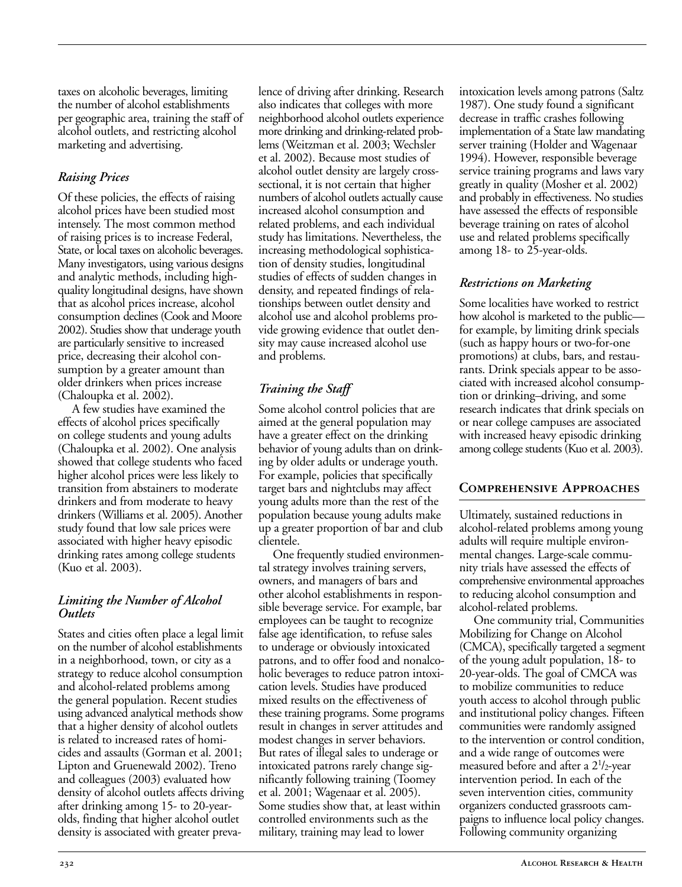taxes on alcoholic beverages, limiting the number of alcohol establishments per geographic area, training the staff of alcohol outlets, and restricting alcohol marketing and advertising.

### *Raising Prices*

Of these policies, the effects of raising alcohol prices have been studied most intensely. The most common method of raising prices is to increase Federal, State, or local taxes on alcoholic beverages. Many investigators, using various designs and analytic methods, including high-quality longitudinal designs, have shown that as alcohol prices increase, alcohol consumption declines (Cook and Moore 2002). Studies show that underage youth are particularly sensitive to increased price, decreasing their alcohol consumption by a greater amount than older drinkers when prices increase (Chaloupka et al. 2002).

A few studies have examined the effects of alcohol prices specifically on college students and young adults (Chaloupka et al. 2002). One analysis showed that college students who faced higher alcohol prices were less likely to transition from abstainers to moderate drinkers and from moderate to heavy drinkers (Williams et al. 2005). Another study found that low sale prices were associated with higher heavy episodic drinking rates among college students (Kuo et al. 2003).

### *Limiting the Number of Alcohol Outlets*

States and cities often place a legal limit on the number of alcohol establishments in a neighborhood, town, or city as a strategy to reduce alcohol consumption and alcohol-related problems among the general population. Recent studies using advanced analytical methods show that a higher density of alcohol outlets is related to increased rates of homicides and assaults (Gorman et al. 2001; Lipton and Gruenewald 2002). Treno and colleagues (2003) evaluated how density of alcohol outlets affects driving after drinking among 15- to 20-year-olds, finding that higher alcohol outlet density is associated with greater prevalence of driving after drinking. Research also indicates that colleges with more neighborhood alcohol outlets experience more drinking and drinking-related problems (Weitzman et al. 2003; Wechsler et al. 2002). Because most studies of alcohol outlet density are largely cross-sectional, it is not certain that higher numbers of alcohol outlets actually cause increased alcohol consumption and related problems, and each individual study has limitations. Nevertheless, the increasing methodological sophistication of density studies, longitudinal studies of effects of sudden changes in density, and repeated findings of relationships between outlet density and alcohol use and alcohol problems provide growing evidence that outlet density may cause increased alcohol use and problems.

### *Training the Staff*

Some alcohol control policies that are aimed at the general population may have a greater effect on the drinking behavior of young adults than on drinking by older adults or underage youth. For example, policies that specifically target bars and nightclubs may affect young adults more than the rest of the population because young adults make up a greater proportion of bar and club clientele.

One frequently studied environmental strategy involves training servers, owners, and managers of bars and other alcohol establishments in responsible beverage service. For example, bar employees can be taught to recognize false age identification, to refuse sales to underage or obviously intoxicated patrons, and to offer food and nonalcoholic beverages to reduce patron intoxication levels. Studies have produced mixed results on the effectiveness of these training programs. Some programs result in changes in server attitudes and modest changes in server behaviors. But rates of illegal sales to underage or intoxicated patrons rarely change significantly following training (Toomey et al. 2001; Wagenaar et al. 2005). Some studies show that, at least within controlled environments such as the military, training may lead to lower intoxication levels among patrons (Saltz 1987). One study found a significant decrease in traffic crashes following implementation of a State law mandating server training (Holder and Wagenaar 1994). However, responsible beverage service training programs and laws vary greatly in quality (Mosher et al. 2002) and probably in effectiveness. No studies have assessed the effects of responsible beverage training on rates of alcohol use and related problems specifically among 18- to 25-year-olds.

### *Restrictions on Marketing*

Some localities have worked to restrict how alcohol is marketed to the public—for example, by limiting drink specials (such as happy hours or two-for-one promotions) at clubs, bars, and restaurants. Drink specials appear to be associated with increased alcohol consumption or drinking–driving, and some research indicates that drink specials on or near college campuses are associated with increased heavy episodic drinking among college students (Kuo et al. 2003).

## Comprehensive Approaches

Ultimately, sustained reductions in alcohol-related problems among young adults will require multiple environmental changes. Large-scale community trials have assessed the effects of comprehensive environmental approaches to reducing alcohol consumption and alcohol-related problems.

One community trial, Communities Mobilizing for Change on Alcohol (CMCA), specifically targeted a segment of the young adult population, 18- to 20-year-olds. The goal of CMCA was to mobilize communities to reduce youth access to alcohol through public and institutional policy changes. Fifteen communities were randomly assigned to the intervention or control condition, and a wide range of outcomes were measured before and after a $2^1/_2$-year intervention period. In each of the seven intervention cities, community organizers conducted grassroots campaigns to influence local policy changes. Following community organizing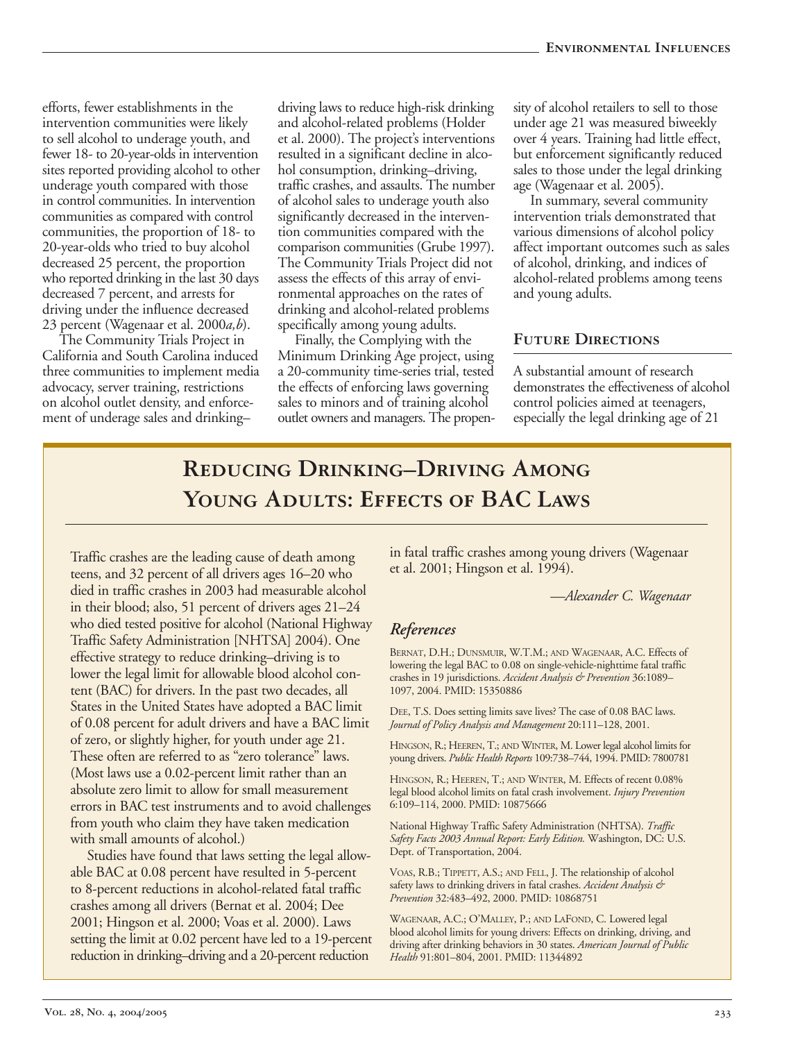efforts, fewer establishments in the intervention communities were likely to sell alcohol to underage youth, and fewer 18- to 20-year-olds in intervention sites reported providing alcohol to other underage youth compared with those in control communities. In intervention communities as compared with control communities, the proportion of 18- to 20-year-olds who tried to buy alcohol decreased 25 percent, the proportion who reported drinking in the last 30 days decreased 7 percent, and arrests for driving under the influence decreased 23 percent (Wagenaar et al. 2000*a,b*).

The Community Trials Project in California and South Carolina induced three communities to implement media advocacy, server training, restrictions on alcohol outlet density, and enforcement of underage sales and drinking–driving laws to reduce high-risk drinking and alcohol-related problems (Holder et al. 2000). The project's interventions resulted in a significant decline in alcohol consumption, drinking–driving, traffic crashes, and assaults. The number of alcohol sales to underage youth also significantly decreased in the intervention communities compared with the comparison communities (Grube 1997). The Community Trials Project did not assess the effects of this array of environmental approaches on the rates of drinking and alcohol-related problems specifically among young adults.

Finally, the Complying with the Minimum Drinking Age project, using a 20-community time-series trial, tested the effects of enforcing laws governing sales to minors and of training alcohol outlet owners and managers. The propensity of alcohol retailers to sell to those under age 21 was measured biweekly over 4 years. Training had little effect, but enforcement significantly reduced sales to those under the legal drinking age (Wagenaar et al. 2005).

In summary, several community intervention trials demonstrated that various dimensions of alcohol policy affect important outcomes such as sales of alcohol, drinking, and indices of alcohol-related problems among teens and young adults.

## Future Directions

A substantial amount of research demonstrates the effectiveness of alcohol control policies aimed at teenagers, especially the legal drinking age of 21

## Reducing Drinking–Driving Among Young Adults: Effects of BAC Laws

Traffic crashes are the leading cause of death among teens, and 32 percent of all drivers ages 16–20 who died in traffic crashes in 2003 had measurable alcohol in their blood; also, 51 percent of drivers ages 21–24 who died tested positive for alcohol (National Highway Traffic Safety Administration [NHTSA] 2004). One effective strategy to reduce drinking–driving is to lower the legal limit for allowable blood alcohol content (BAC) for drivers. In the past two decades, all States in the United States have adopted a BAC limit of 0.08 percent for adult drivers and have a BAC limit of zero, or slightly higher, for youth under age 21. These often are referred to as "zero tolerance" laws. (Most laws use a 0.02-percent limit rather than an absolute zero limit to allow for small measurement errors in BAC test instruments and to avoid challenges from youth who claim they have taken medication with small amounts of alcohol.)

Studies have found that laws setting the legal allowable BAC at 0.08 percent have resulted in 5-percent to 8-percent reductions in alcohol-related fatal traffic crashes among all drivers (Bernat et al. 2004; Dee 2001; Hingson et al. 2000; Voas et al. 2000). Laws setting the limit at 0.02 percent have led to a 19-percent reduction in drinking–driving and a 20-percent reduction in fatal traffic crashes among young drivers (Wagenaar et al. 2001; Hingson et al. 1994).

—*Alexander C. Wagenaar*

### *References*

Bernat, D.H.; Dunsmuir, W.T.M.; and Wagenaar, A.C. Effects of lowering the legal BAC to 0.08 on single-vehicle-nighttime fatal traffic crashes in 19 jurisdictions. *Accident Analysis & Prevention* 36:1089–1097, 2004. PMID: 15350886

Dee, T.S. Does setting limits save lives? The case of 0.08 BAC laws. *Journal of Policy Analysis and Management* 20:111–128, 2001.

Hingson, R.; Heeren, T.; and Winter, M. Lower legal alcohol limits for young drivers. *Public Health Reports* 109:738–744, 1994. PMID: 7800781

Hingson, R.; Heeren, T.; and Winter, M. Effects of recent 0.08% legal blood alcohol limits on fatal crash involvement. *Injury Prevention* 6:109–114, 2000. PMID: 10875666

National Highway Traffic Safety Administration (NHTSA). *Traffic Safety Facts 2003 Annual Report: Early Edition.* Washington, DC: U.S. Dept. of Transportation, 2004.

Voas, R.B.; Tippett, A.S.; and Fell, J. The relationship of alcohol safety laws to drinking drivers in fatal crashes. *Accident Analysis & Prevention* 32:483–492, 2000. PMID: 10868751

Wagenaar, A.C.; O'Malley, P.; and LaFond, C. Lowered legal blood alcohol limits for young drivers: Effects on drinking, driving, and driving after drinking behaviors in 30 states. *American Journal of Public Health* 91:801–804, 2001. PMID: 11344892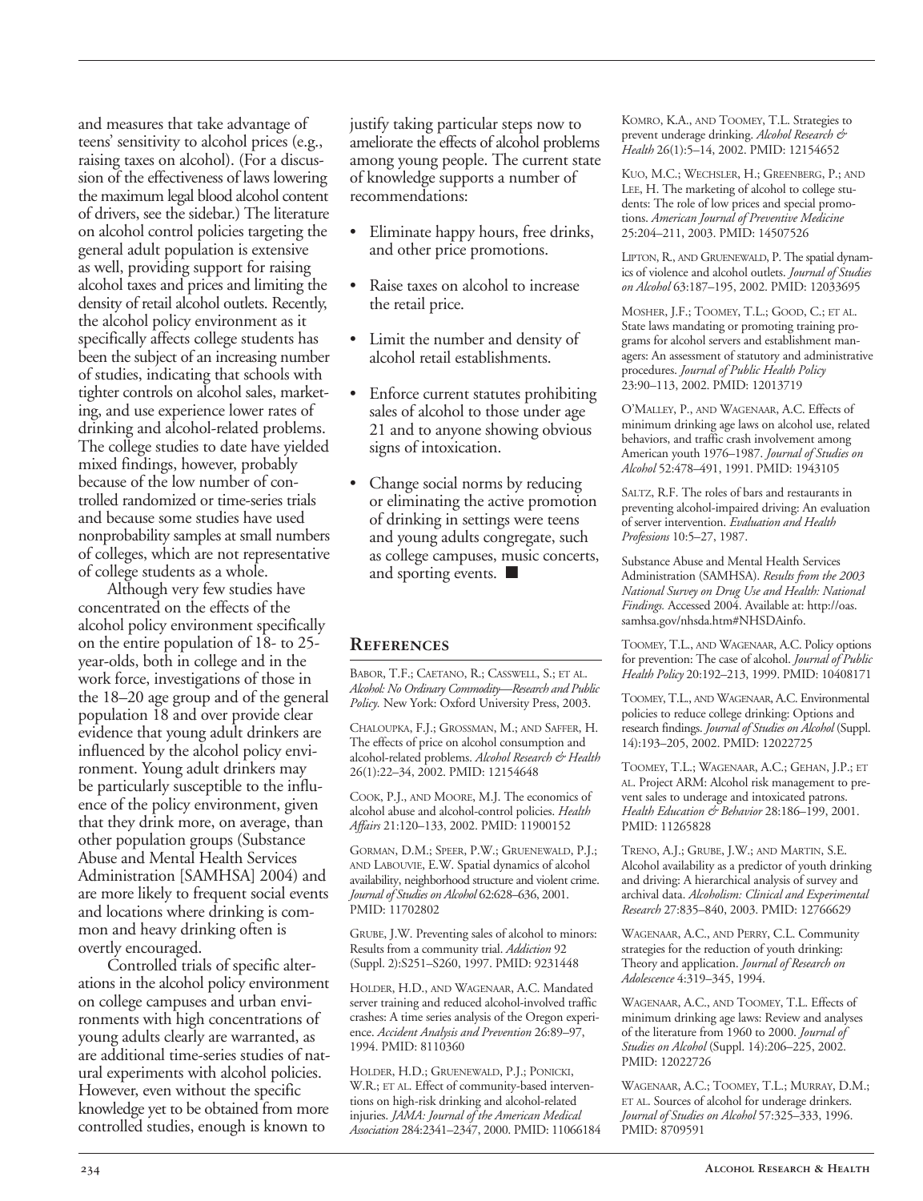and measures that take advantage of teens' sensitivity to alcohol prices (e.g., raising taxes on alcohol). (For a discussion of the effectiveness of laws lowering the maximum legal blood alcohol content of drivers, see the sidebar.) The literature on alcohol control policies targeting the general adult population is extensive as well, providing support for raising alcohol taxes and prices and limiting the density of retail alcohol outlets. Recently, the alcohol policy environment as it specifically affects college students has been the subject of an increasing number of studies, indicating that schools with tighter controls on alcohol sales, marketing, and use experience lower rates of drinking and alcohol-related problems. The college studies to date have yielded mixed findings, however, probably because of the low number of controlled randomized or time-series trials and because some studies have used nonprobability samples at small numbers of colleges, which are not representative of college students as a whole.

Although very few studies have concentrated on the effects of the alcohol policy environment specifically on the entire population of 18- to 25-year-olds, both in college and in the work force, investigations of those in the 18–20 age group and of the general population 18 and over provide clear evidence that young adult drinkers are influenced by the alcohol policy environment. Young adult drinkers may be particularly susceptible to the influence of the policy environment, given that they drink more, on average, than other population groups (Substance Abuse and Mental Health Services Administration [SAMHSA] 2004) and are more likely to frequent social events and locations where drinking is common and heavy drinking often is overtly encouraged.

Controlled trials of specific alterations in the alcohol policy environment on college campuses and urban environments with high concentrations of young adults clearly are warranted, as are additional time-series studies of natural experiments with alcohol policies. However, even without the specific knowledge yet to be obtained from more controlled studies, enough is known to justify taking particular steps now to ameliorate the effects of alcohol problems among young people. The current state of knowledge supports a number of recommendations:

- Eliminate happy hours, free drinks, and other price promotions.
- Raise taxes on alcohol to increase the retail price.
- Limit the number and density of alcohol retail establishments.
- Enforce current statutes prohibiting sales of alcohol to those under age 21 and to anyone showing obvious signs of intoxication.
- Change social norms by reducing or eliminating the active promotion of drinking in settings were teens and young adults congregate, such as college campuses, music concerts, and sporting events. ■

## References

Babor, T.F.; Caetano, R.; Casswell, S.; et al. *Alcohol: No Ordinary Commodity—Research and Public Policy.* New York: Oxford University Press, 2003.

Chaloupka, F.J.; Grossman, M.; and Saffer, H. The effects of price on alcohol consumption and alcohol-related problems. *Alcohol Research & Health* 26(1):22–34, 2002. PMID: 12154648

Cook, P.J., and Moore, M.J. The economics of alcohol abuse and alcohol-control policies. *Health Affairs* 21:120–133, 2002. PMID: 11900152

Gorman, D.M.; Speer, P.W.; Gruenewald, P.J.; and Labouvie, E.W. Spatial dynamics of alcohol availability, neighborhood structure and violent crime. *Journal of Studies on Alcohol* 62:628–636, 2001. PMID: 11702802

Grube, J.W. Preventing sales of alcohol to minors: Results from a community trial. *Addiction* 92 (Suppl. 2):S251–S260, 1997. PMID: 9231448

Holder, H.D., and Wagenaar, A.C. Mandated server training and reduced alcohol-involved traffic crashes: A time series analysis of the Oregon experience. *Accident Analysis and Prevention* 26:89–97, 1994. PMID: 8110360

Holder, H.D.; Gruenewald, P.J.; Ponicki, W.R.; et al. Effect of community-based interventions on high-risk drinking and alcohol-related injuries. *JAMA: Journal of the American Medical Association* 284:2341–2347, 2000. PMID: 11066184

Komro, K.A., and Toomey, T.L. Strategies to prevent underage drinking. *Alcohol Research & Health* 26(1):5–14, 2002. PMID: 12154652

Kuo, M.C.; Wechsler, H.; Greenberg, P.; and Lee, H. The marketing of alcohol to college students: The role of low prices and special promotions. *American Journal of Preventive Medicine* 25:204–211, 2003. PMID: 14507526

Lipton, R., and Gruenewald, P. The spatial dynamics of violence and alcohol outlets. *Journal of Studies on Alcohol* 63:187–195, 2002. PMID: 12033695

Mosher, J.F.; Toomey, T.L.; Good, C.; et al. State laws mandating or promoting training programs for alcohol servers and establishment managers: An assessment of statutory and administrative procedures. *Journal of Public Health Policy* 23:90–113, 2002. PMID: 12013719

O'Malley, P., and Wagenaar, A.C. Effects of minimum drinking age laws on alcohol use, related behaviors, and traffic crash involvement among American youth 1976–1987. *Journal of Studies on Alcohol* 52:478–491, 1991. PMID: 1943105

Saltz, R.F. The roles of bars and restaurants in preventing alcohol-impaired driving: An evaluation of server intervention. *Evaluation and Health Professions* 10:5–27, 1987.

Substance Abuse and Mental Health Services Administration (SAMHSA). *Results from the 2003 National Survey on Drug Use and Health: National Findings.* Accessed 2004. Available at: http://oas.samhsa.gov/nhsda.htm#NHSDAinfo.

Toomey, T.L., and Wagenaar, A.C. Policy options for prevention: The case of alcohol. *Journal of Public Health Policy* 20:192–213, 1999. PMID: 10408171

Toomey, T.L., and Wagenaar, A.C. Environmental policies to reduce college drinking: Options and research findings. *Journal of Studies on Alcohol* (Suppl. 14):193–205, 2002. PMID: 12022725

Toomey, T.L.; Wagenaar, A.C.; Gehan, J.P.; et al. Project ARM: Alcohol risk management to prevent sales to underage and intoxicated patrons. *Health Education & Behavior* 28:186–199, 2001. PMID: 11265828

Treno, A.J.; Grube, J.W.; and Martin, S.E. Alcohol availability as a predictor of youth drinking and driving: A hierarchical analysis of survey and archival data. *Alcoholism: Clinical and Experimental Research* 27:835–840, 2003. PMID: 12766629

Wagenaar, A.C., and Perry, C.L. Community strategies for the reduction of youth drinking: Theory and application. *Journal of Research on Adolescence* 4:319–345, 1994.

Wagenaar, A.C., and Toomey, T.L. Effects of minimum drinking age laws: Review and analyses of the literature from 1960 to 2000. *Journal of Studies on Alcohol* (Suppl. 14):206–225, 2002. PMID: 12022726

Wagenaar, A.C.; Toomey, T.L.; Murray, D.M.; et al. Sources of alcohol for underage drinkers. *Journal of Studies on Alcohol* 57:325–333, 1996. PMID: 8709591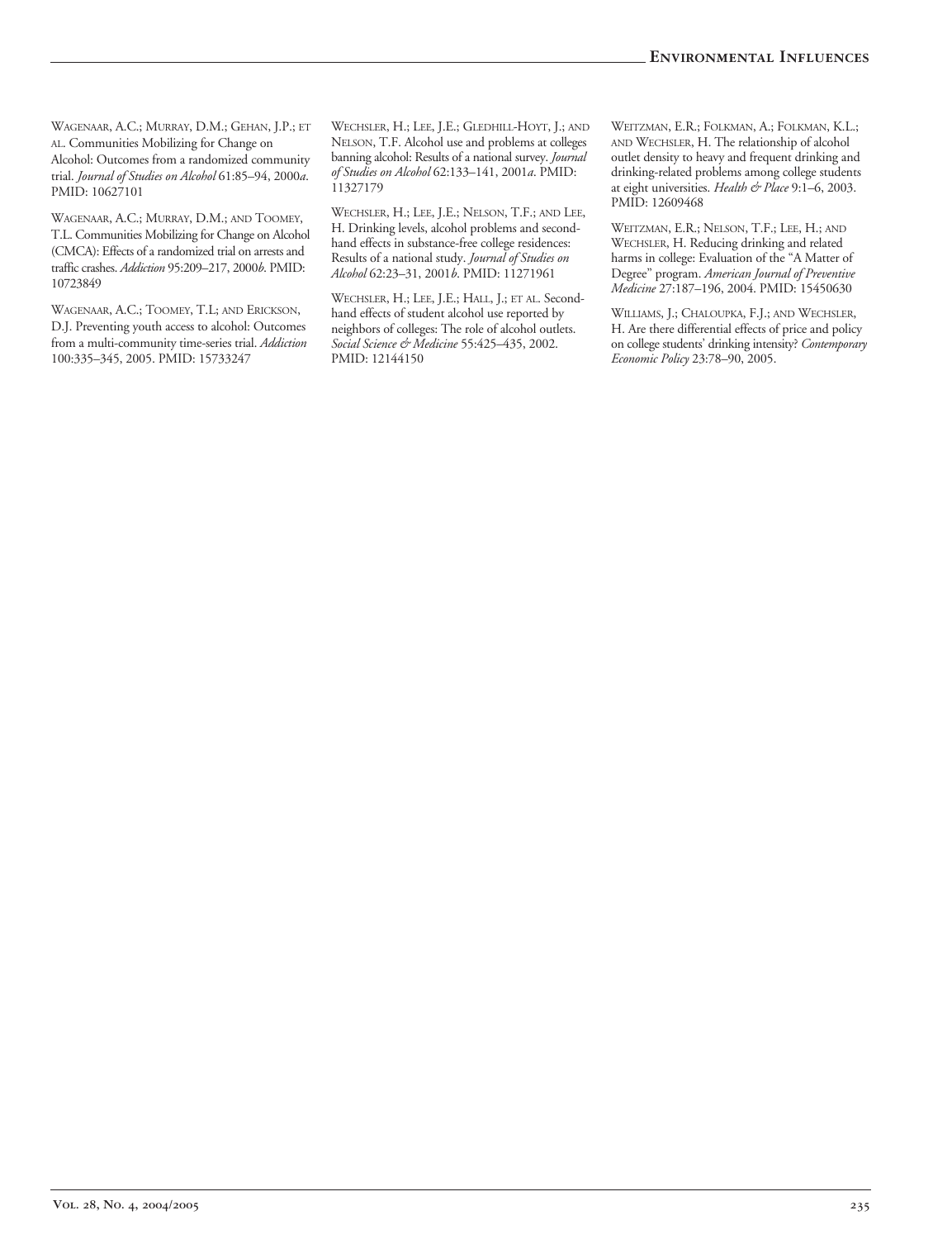WAGENAAR, A.C.; MURRAY, D.M.; GEHAN, J.P.; ET AL. Communities Mobilizing for Change on Alcohol: Outcomes from a randomized community trial. *Journal of Studies on Alcohol* 61:85–94, 2000*a*. PMID: 10627101

WAGENAAR, A.C.; MURRAY, D.M.; AND TOOMEY, T.L. Communities Mobilizing for Change on Alcohol (CMCA): Effects of a randomized trial on arrests and traffic crashes. *Addiction* 95:209–217, 2000*b*. PMID: 10723849

WAGENAAR, A.C.; TOOMEY, T.L; AND ERICKSON, D.J. Preventing youth access to alcohol: Outcomes from a multi-community time-series trial. *Addiction* 100:335–345, 2005. PMID: 15733247

WECHSLER, H.; LEE, J.E.; GLEDHILL-HOYT, J.; AND NELSON, T.F. Alcohol use and problems at colleges banning alcohol: Results of a national survey. *Journal of Studies on Alcohol* 62:133–141, 2001*a*. PMID: 11327179

WECHSLER, H.; LEE, J.E.; NELSON, T.F.; AND LEE, H. Drinking levels, alcohol problems and second-hand effects in substance-free college residences: Results of a national study. *Journal of Studies on Alcohol* 62:23–31, 2001*b*. PMID: 11271961

WECHSLER, H.; LEE, J.E.; HALL, J.; ET AL. Second-hand effects of student alcohol use reported by neighbors of colleges: The role of alcohol outlets. *Social Science & Medicine* 55:425–435, 2002. PMID: 12144150

WEITZMAN, E.R.; FOLKMAN, A.; FOLKMAN, K.L.; AND WECHSLER, H. The relationship of alcohol outlet density to heavy and frequent drinking and drinking-related problems among college students at eight universities. *Health & Place* 9:1–6, 2003. PMID: 12609468

WEITZMAN, E.R.; NELSON, T.F.; LEE, H.; AND WECHSLER, H. Reducing drinking and related harms in college: Evaluation of the "A Matter of Degree" program. *American Journal of Preventive Medicine* 27:187–196, 2004. PMID: 15450630

WILLIAMS, J.; CHALOUPKA, F.J.; AND WECHSLER, H. Are there differential effects of price and policy on college students' drinking intensity? *Contemporary Economic Policy* 23:78–90, 2005.